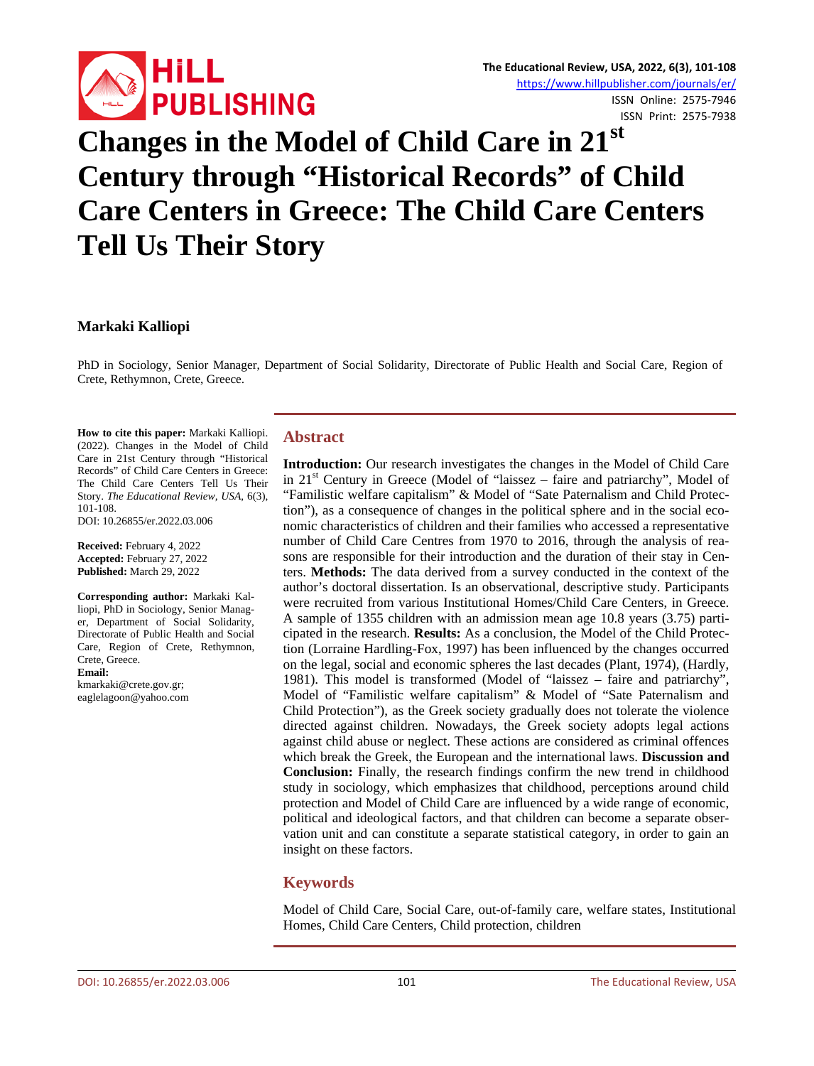# Changes in the Model of Child Care in 21st Century through "Historical Records" of Child Care Centers in Greece: The Child Care Centers Tell Us Their Story

**Markaki Kalliopi**

PhD in Sociology, Senior Manager, Department of Social Solidarity, Directorate of Public Health and Social Care, Region of Crete, Rethymnon, Crete, Greece.

**How to cite this paper:** Markaki Kalliopi. (2022). Changes in the Model of Child Care in 21st Century through "Historical Records" of Child Care Centers in Greece: The Child Care Centers Tell Us Their Story. *The Educational Review, USA*, 6(3), 101-108.
DOI: 10.26855/er.2022.03.006

**Received:** February 4, 2022
**Accepted:** February 27, 2022
**Published:** March 29, 2022

**Corresponding author:** Markaki Kalliopi, PhD in Sociology, Senior Manager, Department of Social Solidarity, Directorate of Public Health and Social Care, Region of Crete, Rethymnon, Crete, Greece.
**Email:** kmarkaki@crete.gov.gr; eaglelagoon@yahoo.com

## Abstract

**Introduction:** Our research investigates the changes in the Model of Child Care in 21st Century in Greece (Model of "laissez – faire and patriarchy", Model of "Familistic welfare capitalism" & Model of "Sate Paternalism and Child Protection"), as a consequence of changes in the political sphere and in the social economic characteristics of children and their families who accessed a representative number of Child Care Centres from 1970 to 2016, through the analysis of reasons are responsible for their introduction and the duration of their stay in Centers. **Methods:** The data derived from a survey conducted in the context of the author's doctoral dissertation. Is an observational, descriptive study. Participants were recruited from various Institutional Homes/Child Care Centers, in Greece. A sample of 1355 children with an admission mean age 10.8 years (3.75) participated in the research. **Results:** As a conclusion, the Model of the Child Protection (Lorraine Hardling-Fox, 1997) has been influenced by the changes occurred on the legal, social and economic spheres the last decades (Plant, 1974), (Hardly, 1981). This model is transformed (Model of "laissez – faire and patriarchy", Model of "Familistic welfare capitalism" & Model of "Sate Paternalism and Child Protection"), as the Greek society gradually does not tolerate the violence directed against children. Nowadays, the Greek society adopts legal actions against child abuse or neglect. These actions are considered as criminal offences which break the Greek, the European and the international laws. **Discussion and Conclusion:** Finally, the research findings confirm the new trend in childhood study in sociology, which emphasizes that childhood, perceptions around child protection and Model of Child Care are influenced by a wide range of economic, political and ideological factors, and that children can become a separate observation unit and can constitute a separate statistical category, in order to gain an insight on these factors.

## Keywords

Model of Child Care, Social Care, out-of-family care, welfare states, Institutional Homes, Child Care Centers, Child protection, children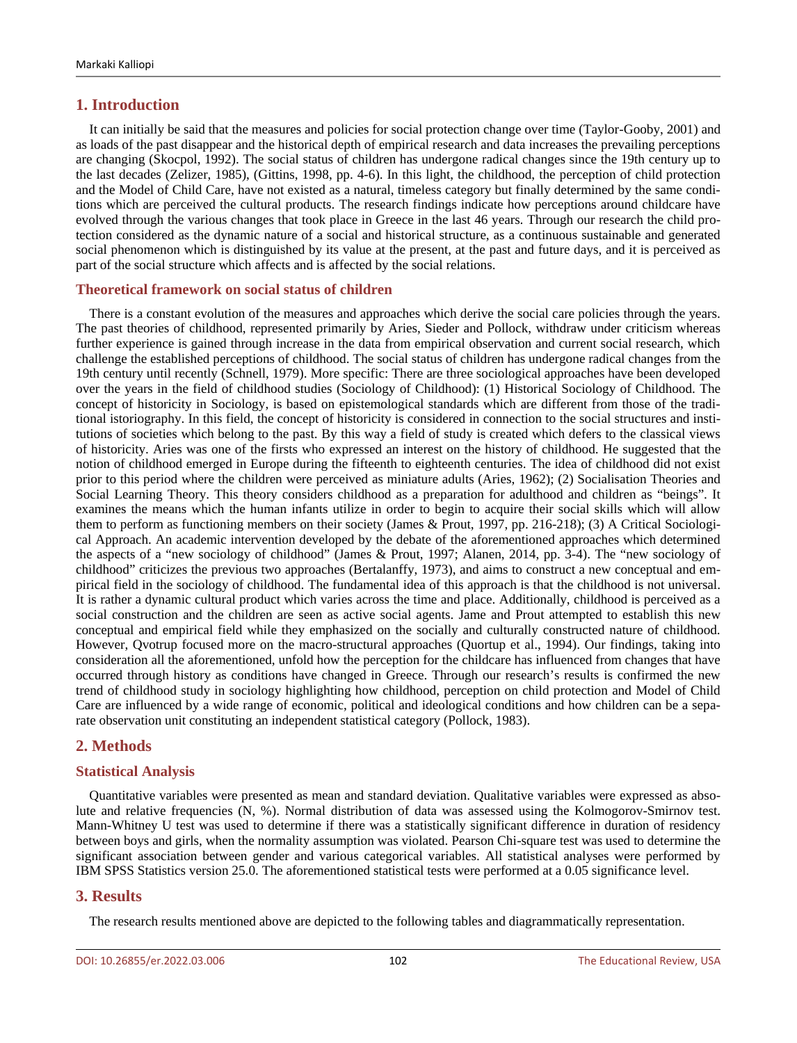## 1. Introduction

It can initially be said that the measures and policies for social protection change over time (Taylor-Gooby, 2001) and as loads of the past disappear and the historical depth of empirical research and data increases the prevailing perceptions are changing (Skocpol, 1992). The social status of children has undergone radical changes since the 19th century up to the last decades (Zelizer, 1985), (Gittins, 1998, pp. 4-6). In this light, the childhood, the perception of child protection and the Model of Child Care, have not existed as a natural, timeless category but finally determined by the same conditions which are perceived the cultural products. The research findings indicate how perceptions around childcare have evolved through the various changes that took place in Greece in the last 46 years. Through our research the child protection considered as the dynamic nature of a social and historical structure, as a continuous sustainable and generated social phenomenon which is distinguished by its value at the present, at the past and future days, and it is perceived as part of the social structure which affects and is affected by the social relations.

### Theoretical framework on social status of children

There is a constant evolution of the measures and approaches which derive the social care policies through the years. The past theories of childhood, represented primarily by Aries, Sieder and Pollock, withdraw under criticism whereas further experience is gained through increase in the data from empirical observation and current social research, which challenge the established perceptions of childhood. The social status of children has undergone radical changes from the 19th century until recently (Schnell, 1979). More specific: There are three sociological approaches have been developed over the years in the field of childhood studies (Sociology of Childhood): (1) Historical Sociology of Childhood. The concept of historicity in Sociology, is based on epistemological standards which are different from those of the traditional istoriography. In this field, the concept of historicity is considered in connection to the social structures and institutions of societies which belong to the past. By this way a field of study is created which defers to the classical views of historicity. Aries was one of the firsts who expressed an interest on the history of childhood. He suggested that the notion of childhood emerged in Europe during the fifteenth to eighteenth centuries. The idea of childhood did not exist prior to this period where the children were perceived as miniature adults (Aries, 1962); (2) Socialisation Theories and Social Learning Theory. This theory considers childhood as a preparation for adulthood and children as "beings". It examines the means which the human infants utilize in order to begin to acquire their social skills which will allow them to perform as functioning members on their society (James & Prout, 1997, pp. 216-218); (3) A Critical Sociological Approach. An academic intervention developed by the debate of the aforementioned approaches which determined the aspects of a "new sociology of childhood" (James & Prout, 1997; Alanen, 2014, pp. 3-4). The "new sociology of childhood" criticizes the previous two approaches (Bertalanffy, 1973), and aims to construct a new conceptual and empirical field in the sociology of childhood. The fundamental idea of this approach is that the childhood is not universal. It is rather a dynamic cultural product which varies across the time and place. Additionally, childhood is perceived as a social construction and the children are seen as active social agents. Jame and Prout attempted to establish this new conceptual and empirical field while they emphasized on the socially and culturally constructed nature of childhood. However, Qvotrup focused more on the macro-structural approaches (Quortup et al., 1994). Our findings, taking into consideration all the aforementioned, unfold how the perception for the childcare has influenced from changes that have occurred through history as conditions have changed in Greece. Through our research's results is confirmed the new trend of childhood study in sociology highlighting how childhood, perception on child protection and Model of Child Care are influenced by a wide range of economic, political and ideological conditions and how children can be a separate observation unit constituting an independent statistical category (Pollock, 1983).

## 2. Methods

### Statistical Analysis

Quantitative variables were presented as mean and standard deviation. Qualitative variables were expressed as absolute and relative frequencies (N, %). Normal distribution of data was assessed using the Kolmogorov-Smirnov test. Mann-Whitney U test was used to determine if there was a statistically significant difference in duration of residency between boys and girls, when the normality assumption was violated. Pearson Chi-square test was used to determine the significant association between gender and various categorical variables. All statistical analyses were performed by IBM SPSS Statistics version 25.0. The aforementioned statistical tests were performed at a 0.05 significance level.

## 3. Results

The research results mentioned above are depicted to the following tables and diagrammatically representation.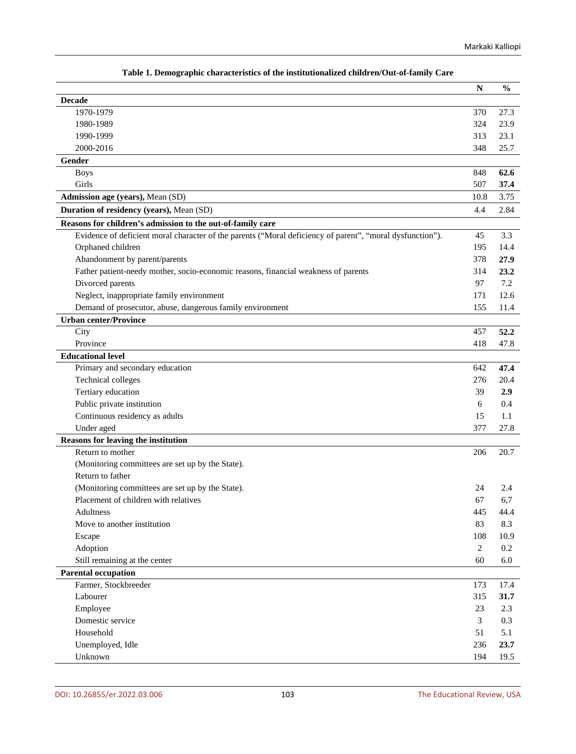**Table 1. Demographic characteristics of the institutionalized children/Out-of-family Care**

| | N | % |
|---|---|---|
| **Decade** | | |
| 1970-1979 | 370 | 27.3 |
| 1980-1989 | 324 | 23.9 |
| 1990-1999 | 313 | 23.1 |
| 2000-2016 | 348 | 25.7 |
| **Gender** | | |
| Boys | 848 | **62.6** |
| Girls | 507 | **37.4** |
| **Admission age (years),** Mean (SD) | 10.8 | 3.75 |
| **Duration of residency (years),** Mean (SD) | 4.4 | 2.84 |
| **Reasons for children's admission to the out-of-family care** | | |
| Evidence of deficient moral character of the parents ("Moral deficiency of parent", "moral dysfunction"). | 45 | 3.3 |
| Orphaned children | 195 | 14.4 |
| Abandonment by parent/parents | 378 | **27.9** |
| Father patient-needy mother, socio-economic reasons, financial weakness of parents | 314 | **23.2** |
| Divorced parents | 97 | 7.2 |
| Neglect, inappropriate family environment | 171 | 12.6 |
| Demand of prosecutor, abuse, dangerous family environment | 155 | 11.4 |
| **Urban center/Province** | | |
| City | 457 | **52.2** |
| Province | 418 | 47.8 |
| **Educational level** | | |
| Primary and secondary education | 642 | **47.4** |
| Technical colleges | 276 | 20.4 |
| Tertiary education | 39 | **2.9** |
| Public private institution | 6 | 0.4 |
| Continuous residency as adults | 15 | 1.1 |
| Under aged | 377 | 27.8 |
| **Reasons for leaving the institution** | | |
| Return to mother (Monitoring committees are set up by the State). | 206 | 20.7 |
| Return to father (Monitoring committees are set up by the State). | 24 | 2.4 |
| Placement of children with relatives | 67 | 6,7 |
| Adultness | 445 | 44.4 |
| Move to another institution | 83 | 8.3 |
| Escape | 108 | 10.9 |
| Adoption | 2 | 0.2 |
| Still remaining at the center | 60 | 6.0 |
| **Parental occupation** | | |
| Farmer, Stockbreeder | 173 | 17.4 |
| Labourer | 315 | **31.7** |
| Employee | 23 | 2.3 |
| Domestic service | 3 | 0.3 |
| Household | 51 | 5.1 |
| Unemployed, Idle | 236 | **23.7** |
| Unknown | 194 | 19.5 |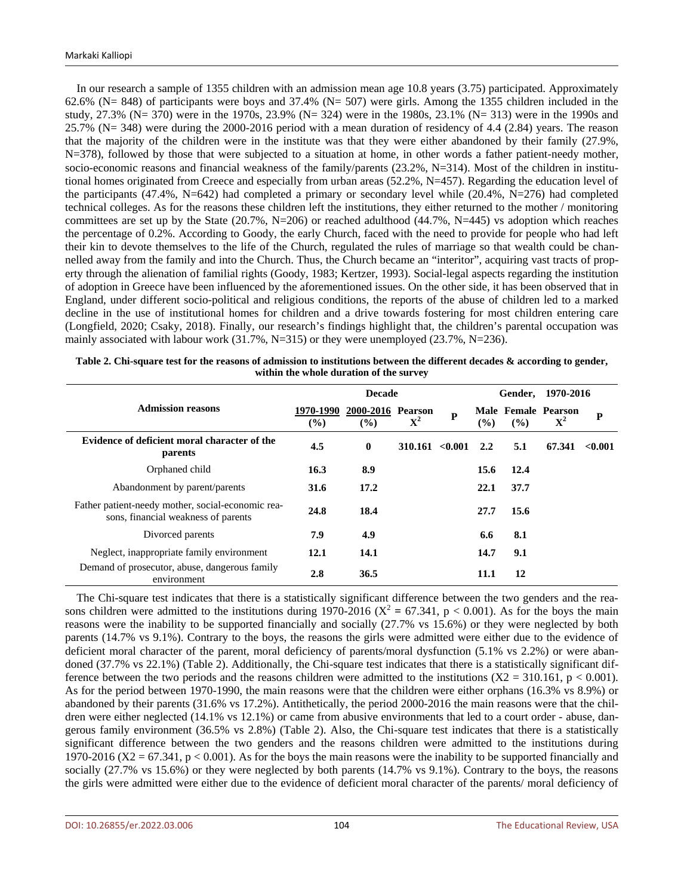In our research a sample of 1355 children with an admission mean age 10.8 years (3.75) participated. Approximately 62.6% (N= 848) of participants were boys and 37.4% (N= 507) were girls. Among the 1355 children included in the study, 27.3% (N= 370) were in the 1970s, 23.9% (N= 324) were in the 1980s, 23.1% (N= 313) were in the 1990s and 25.7% (N= 348) were during the 2000-2016 period with a mean duration of residency of 4.4 (2.84) years. The reason that the majority of the children were in the institute was that they were either abandoned by their family (27.9%, N=378), followed by those that were subjected to a situation at home, in other words a father patient-needy mother, socio-economic reasons and financial weakness of the family/parents (23.2%, N=314). Most of the children in institutional homes originated from Creece and especially from urban areas (52.2%, N=457). Regarding the education level of the participants (47.4%, N=642) had completed a primary or secondary level while (20.4%, N=276) had completed technical colleges. As for the reasons these children left the institutions, they either returned to the mother / monitoring committees are set up by the State (20.7%, N=206) or reached adulthood (44.7%, N=445) vs adoption which reaches the percentage of 0.2%. According to Goody, the early Church, faced with the need to provide for people who had left their kin to devote themselves to the life of the Church, regulated the rules of marriage so that wealth could be channelled away from the family and into the Church. Thus, the Church became an "interitor", acquiring vast tracts of property through the alienation of familial rights (Goody, 1983; Kertzer, 1993). Social-legal aspects regarding the institution of adoption in Greece have been influenced by the aforementioned issues. On the other side, it has been observed that in England, under different socio-political and religious conditions, the reports of the abuse of children led to a marked decline in the use of institutional homes for children and a drive towards fostering for most children entering care (Longfield, 2020; Csaky, 2018). Finally, our research's findings highlight that, the children's parental occupation was mainly associated with labour work (31.7%, N=315) or they were unemployed (23.7%, N=236).

**Table 2. Chi-square test for the reasons of admission to institutions between the different decades & according to gender, within the whole duration of the survey**

| Admission reasons | Decade | | | | Gender, 1970-2016 | | | |
|---|---|---|---|---|---|---|---|---|
| | 1970-1990 (%) | 2000-2016 (%) | Pearson $X^2$ | P | Male (%) | Female (%) | Pearson $X^2$ | P |
| **Evidence of deficient moral character of the parents** | **4.5** | **0** | **310.161** | **<0.001** | **2.2** | **5.1** | **67.341** | **<0.001** |
| Orphaned child | **16.3** | **8.9** | | | **15.6** | **12.4** | | |
| Abandonment by parent/parents | **31.6** | **17.2** | | | **22.1** | **37.7** | | |
| Father patient-needy mother, social-economic reasons, financial weakness of parents | **24.8** | **18.4** | | | **27.7** | **15.6** | | |
| Divorced parents | **7.9** | **4.9** | | | **6.6** | **8.1** | | |
| Neglect, inappropriate family environment | **12.1** | **14.1** | | | **14.7** | **9.1** | | |
| Demand of prosecutor, abuse, dangerous family environment | **2.8** | **36.5** | | | **11.1** | **12** | | |

The Chi-square test indicates that there is a statistically significant difference between the two genders and the reasons children were admitted to the institutions during 1970-2016 ($X^2 = 67.341$, $p < 0.001$). As for the boys the main reasons were the inability to be supported financially and socially (27.7% vs 15.6%) or they were neglected by both parents (14.7% vs 9.1%). Contrary to the boys, the reasons the girls were admitted were either due to the evidence of deficient moral character of the parent, moral deficiency of parents/moral dysfunction (5.1% vs 2.2%) or were abandoned (37.7% vs 22.1%) (Table 2). Additionally, the Chi-square test indicates that there is a statistically significant difference between the two periods and the reasons children were admitted to the institutions ($X2 = 310.161$, $p < 0.001$). As for the period between 1970-1990, the main reasons were that the children were either orphans (16.3% vs 8.9%) or abandoned by their parents (31.6% vs 17.2%). Antithetically, the period 2000-2016 the main reasons were that the children were either neglected (14.1% vs 12.1%) or came from abusive environments that led to a court order - abuse, dangerous family environment (36.5% vs 2.8%) (Table 2). Also, the Chi-square test indicates that there is a statistically significant difference between the two genders and the reasons children were admitted to the institutions during 1970-2016 ($X2 = 67.341$, $p < 0.001$). As for the boys the main reasons were the inability to be supported financially and socially (27.7% vs 15.6%) or they were neglected by both parents (14.7% vs 9.1%). Contrary to the boys, the reasons the girls were admitted were either due to the evidence of deficient moral character of the parents/ moral deficiency of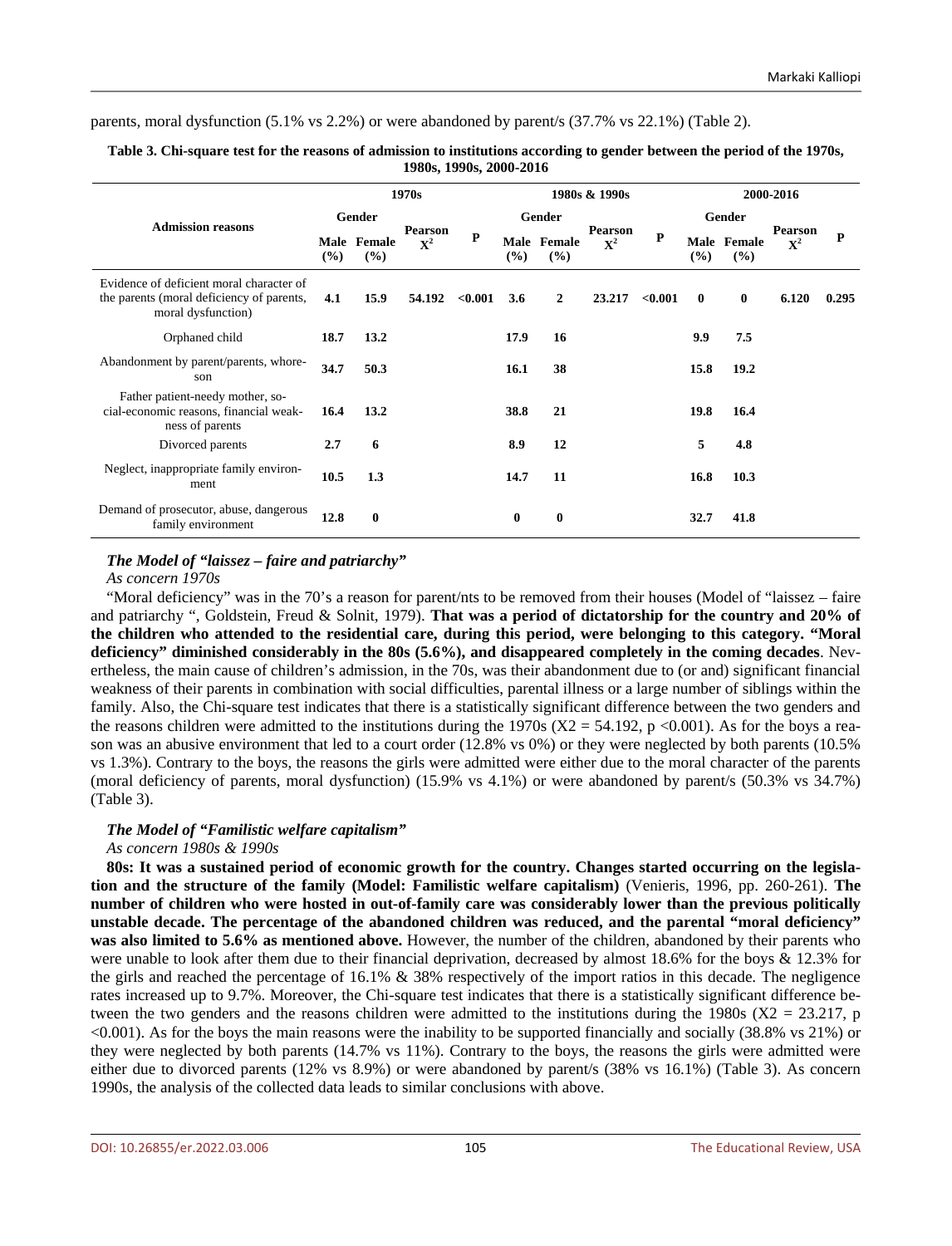parents, moral dysfunction (5.1% vs 2.2%) or were abandoned by parent/s (37.7% vs 22.1%) (Table 2).

**Table 3. Chi-square test for the reasons of admission to institutions according to gender between the period of the 1970s, 1980s, 1990s, 2000-2016**

| Admission reasons | 1970s | | | | 1980s & 1990s | | | | 2000-2016 | | | |
|---|---|---|---|---|---|---|---|---|---|---|---|---|
| | Gender | | Pearson $X^2$ | P | Gender | | Pearson $X^2$ | P | Gender | | Pearson $X^2$ | P |
| | Male (%) | Female (%) | | | Male (%) | Female (%) | | | Male (%) | Female (%) | | |
| Evidence of deficient moral character of the parents (moral deficiency of parents, moral dysfunction) | **4.1** | **15.9** | **54.192** | **<0.001** | **3.6** | **2** | **23.217** | **<0.001** | **0** | **0** | **6.120** | **0.295** |
| Orphaned child | **18.7** | **13.2** | | | **17.9** | **16** | | | **9.9** | **7.5** | | |
| Abandonment by parent/parents, whore-son | **34.7** | **50.3** | | | **16.1** | **38** | | | **15.8** | **19.2** | | |
| Father patient-needy mother, so-cial-economic reasons, financial weak-ness of parents | **16.4** | **13.2** | | | **38.8** | **21** | | | **19.8** | **16.4** | | |
| Divorced parents | **2.7** | **6** | | | **8.9** | **12** | | | **5** | **4.8** | | |
| Neglect, inappropriate family environ-ment | **10.5** | **1.3** | | | **14.7** | **11** | | | **16.8** | **10.3** | | |
| Demand of prosecutor, abuse, dangerous family environment | **12.8** | **0** | | | **0** | **0** | | | **32.7** | **41.8** | | |

### *The Model of "laissez – faire and patriarchy"*

*As concern 1970s*

"Moral deficiency" was in the 70's a reason for parent/nts to be removed from their houses (Model of "laissez – faire and patriarchy ", Goldstein, Freud & Solnit, 1979). **That was a period of dictatorship for the country and 20% of the children who attended to the residential care, during this period, were belonging to this category. "Moral deficiency" diminished considerably in the 80s (5.6%), and disappeared completely in the coming decades**. Nevertheless, the main cause of children's admission, in the 70s, was their abandonment due to (or and) significant financial weakness of their parents in combination with social difficulties, parental illness or a large number of siblings within the family. Also, the Chi-square test indicates that there is a statistically significant difference between the two genders and the reasons children were admitted to the institutions during the 1970s ($X2 = 54.192$, $p < 0.001$). As for the boys a reason was an abusive environment that led to a court order (12.8% vs 0%) or they were neglected by both parents (10.5% vs 1.3%). Contrary to the boys, the reasons the girls were admitted were either due to the moral character of the parents (moral deficiency of parents, moral dysfunction) (15.9% vs 4.1%) or were abandoned by parent/s (50.3% vs 34.7%) (Table 3).

### *The Model of "Familistic welfare capitalism"*

*As concern 1980s & 1990s*

**80s: It was a sustained period of economic growth for the country. Changes started occurring on the legislation and the structure of the family (Model: Familistic welfare capitalism)** (Venieris, 1996, pp. 260-261). **The number of children who were hosted in out-of-family care was considerably lower than the previous politically unstable decade. The percentage of the abandoned children was reduced, and the parental "moral deficiency" was also limited to 5.6% as mentioned above.** However, the number of the children, abandoned by their parents who were unable to look after them due to their financial deprivation, decreased by almost 18.6% for the boys & 12.3% for the girls and reached the percentage of 16.1% & 38% respectively of the import ratios in this decade. The negligence rates increased up to 9.7%. Moreover, the Chi-square test indicates that there is a statistically significant difference between the two genders and the reasons children were admitted to the institutions during the 1980s ($X2 = 23.217$, $p < 0.001$). As for the boys the main reasons were the inability to be supported financially and socially (38.8% vs 21%) or they were neglected by both parents (14.7% vs 11%). Contrary to the boys, the reasons the girls were admitted were either due to divorced parents (12% vs 8.9%) or were abandoned by parent/s (38% vs 16.1%) (Table 3). As concern 1990s, the analysis of the collected data leads to similar conclusions with above.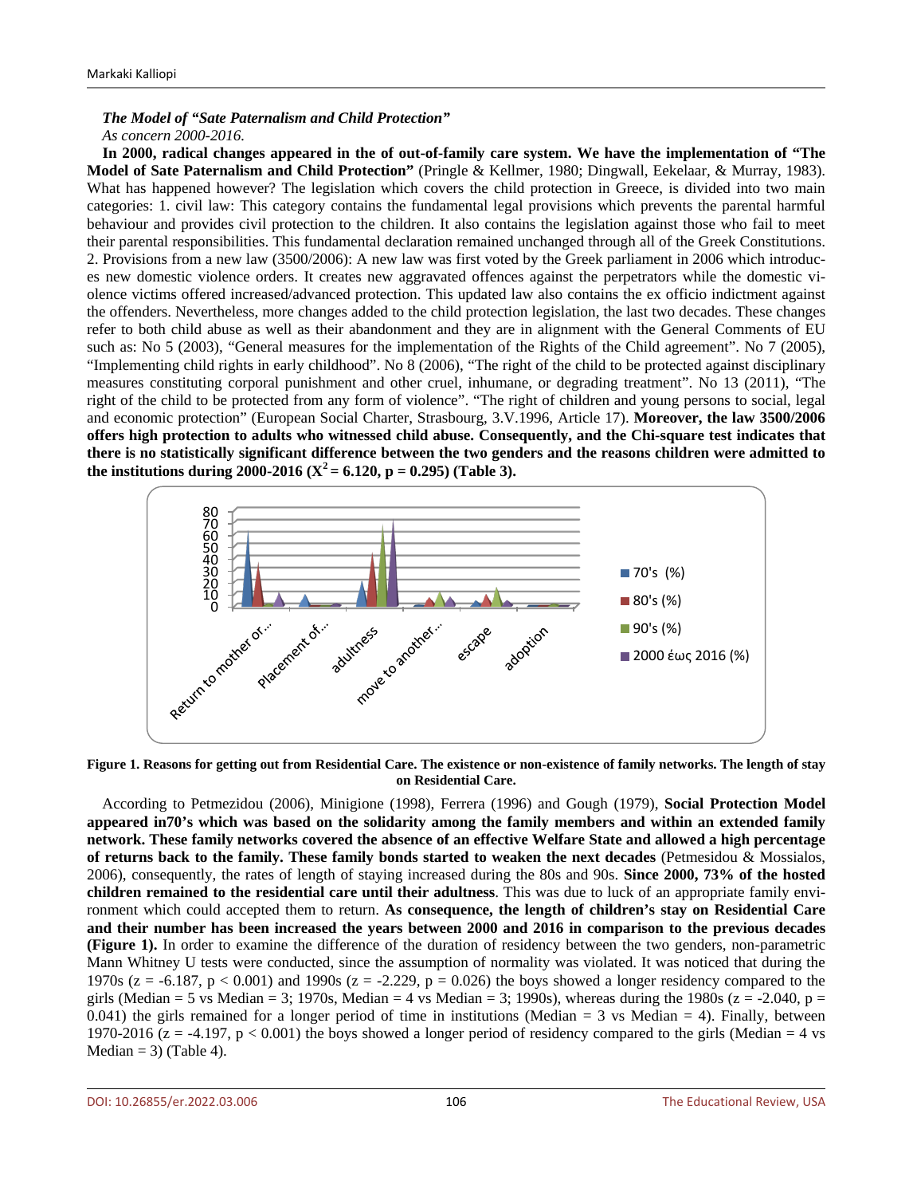***The Model of "Sate Paternalism and Child Protection"***

*As concern 2000-2016.*

**In 2000, radical changes appeared in the of out-of-family care system. We have the implementation of "The Model of Sate Paternalism and Child Protection"** (Pringle & Kellmer, 1980; Dingwall, Eekelaar, & Murray, 1983). What has happened however? The legislation which covers the child protection in Greece, is divided into two main categories: 1. civil law: This category contains the fundamental legal provisions which prevents the parental harmful behaviour and provides civil protection to the children. It also contains the legislation against those who fail to meet their parental responsibilities. This fundamental declaration remained unchanged through all of the Greek Constitutions. 2. Provisions from a new law (3500/2006): A new law was first voted by the Greek parliament in 2006 which introduces new domestic violence orders. It creates new aggravated offences against the perpetrators while the domestic violence victims offered increased/advanced protection. This updated law also contains the ex officio indictment against the offenders. Nevertheless, more changes added to the child protection legislation, the last two decades. These changes refer to both child abuse as well as their abandonment and they are in alignment with the General Comments of EU such as: No 5 (2003), "General measures for the implementation of the Rights of the Child agreement". No 7 (2005), "Implementing child rights in early childhood". No 8 (2006), "The right of the child to be protected against disciplinary measures constituting corporal punishment and other cruel, inhumane, or degrading treatment". No 13 (2011), "The right of the child to be protected from any form of violence". "The right of children and young persons to social, legal and economic protection" (European Social Charter, Strasbourg, 3.V.1996, Article 17). **Moreover, the law 3500/2006 offers high protection to adults who witnessed child abuse. Consequently, and the Chi-square test indicates that there is no statistically significant difference between the two genders and the reasons children were admitted to the institutions during 2000-2016 ($X^2 = 6.120$, $p = 0.295$) (Table 3).**

**Figure 1. Reasons for getting out from Residential Care. The existence or non-existence of family networks. The length of stay on Residential Care.**

According to Petmezidou (2006), Minigione (1998), Ferrera (1996) and Gough (1979), **Social Protection Model appeared in70's which was based on the solidarity among the family members and within an extended family network. These family networks covered the absence of an effective Welfare State and allowed a high percentage of returns back to the family. These family bonds started to weaken the next decades** (Petmesidou & Mossialos, 2006), consequently, the rates of length of staying increased during the 80s and 90s. **Since 2000, 73% of the hosted children remained to the residential care until their adultness**. This was due to luck of an appropriate family environment which could accepted them to return. **As consequence, the length of children's stay on Residential Care and their number has been increased the years between 2000 and 2016 in comparison to the previous decades (Figure 1).** In order to examine the difference of the duration of residency between the two genders, non-parametric Mann Whitney U tests were conducted, since the assumption of normality was violated. It was noticed that during the 1970s ($z = -6.187$, $p < 0.001$) and 1990s ($z = -2.229$, $p = 0.026$) the boys showed a longer residency compared to the girls (Median = 5 vs Median = 3; 1970s, Median = 4 vs Median = 3; 1990s), whereas during the 1980s ($z = -2.040$, $p = 0.041$) the girls remained for a longer period of time in institutions (Median = 3 vs Median = 4). Finally, between 1970-2016 ($z = -4.197$, $p < 0.001$) the boys showed a longer period of residency compared to the girls (Median = 4 vs Median = 3) (Table 4).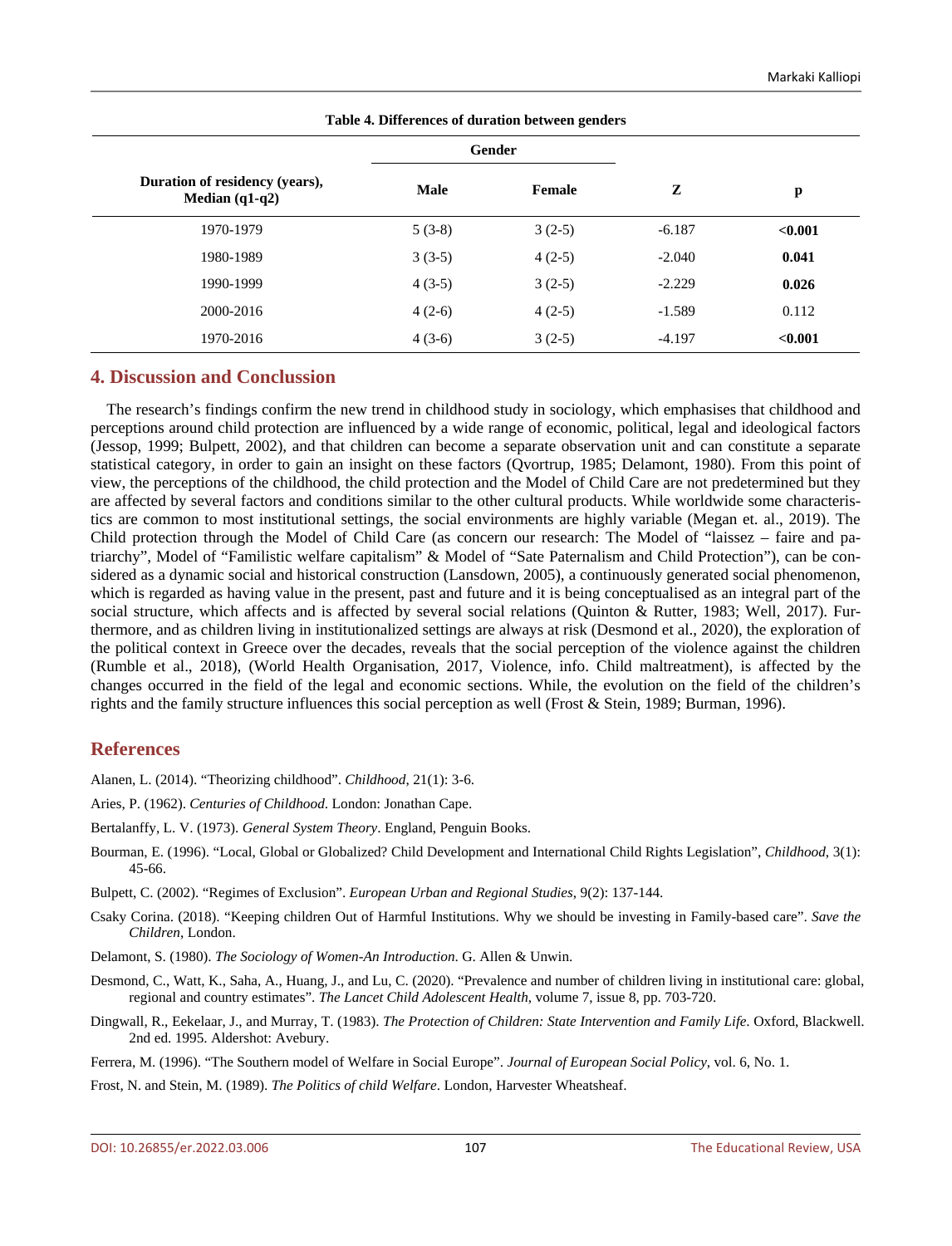**Table 4. Differences of duration between genders**

| Duration of residency (years), Median (q1-q2) | Gender | | Z | p |
|---|---|---|---|---|
| | Male | Female | | |
| 1970-1979 | 5 (3-8) | 3 (2-5) | -6.187 | **<0.001** |
| 1980-1989 | 3 (3-5) | 4 (2-5) | -2.040 | **0.041** |
| 1990-1999 | 4 (3-5) | 3 (2-5) | -2.229 | **0.026** |
| 2000-2016 | 4 (2-6) | 4 (2-5) | -1.589 | 0.112 |
| 1970-2016 | 4 (3-6) | 3 (2-5) | -4.197 | **<0.001** |

## 4. Discussion and Conclussion

The research's findings confirm the new trend in childhood study in sociology, which emphasises that childhood and perceptions around child protection are influenced by a wide range of economic, political, legal and ideological factors (Jessop, 1999; Bulpett, 2002), and that children can become a separate observation unit and can constitute a separate statistical category, in order to gain an insight on these factors (Qvortrup, 1985; Delamont, 1980). From this point of view, the perceptions of the childhood, the child protection and the Model of Child Care are not predetermined but they are affected by several factors and conditions similar to the other cultural products. While worldwide some characteristics are common to most institutional settings, the social environments are highly variable (Megan et. al., 2019). The Child protection through the Model of Child Care (as concern our research: The Model of "laissez – faire and patriarchy", Model of "Familistic welfare capitalism" & Model of "Sate Paternalism and Child Protection"), can be considered as a dynamic social and historical construction (Lansdown, 2005), a continuously generated social phenomenon, which is regarded as having value in the present, past and future and it is being conceptualised as an integral part of the social structure, which affects and is affected by several social relations (Quinton & Rutter, 1983; Well, 2017). Furthermore, and as children living in institutionalized settings are always at risk (Desmond et al., 2020), the exploration of the political context in Greece over the decades, reveals that the social perception of the violence against the children (Rumble et al., 2018), (World Health Organisation, 2017, Violence, info. Child maltreatment), is affected by the changes occurred in the field of the legal and economic sections. While, the evolution on the field of the children's rights and the family structure influences this social perception as well (Frost & Stein, 1989; Burman, 1996).

## References

Alanen, L. (2014). "Theorizing childhood". *Childhood*, 21(1): 3-6.

Aries, P. (1962). *Centuries of Childhood*. London: Jonathan Cape.

Bertalanffy, L. V. (1973). *General System Theory*. England, Penguin Books.

Bourman, E. (1996). "Local, Global or Globalized? Child Development and International Child Rights Legislation", *Childhood*, 3(1): 45-66.

Bulpett, C. (2002). "Regimes of Exclusion". *European Urban and Regional Studies*, 9(2): 137-144.

Csaky Corina. (2018). "Keeping children Out of Harmful Institutions. Why we should be investing in Family-based care". *Save the Children*, London.

Delamont, S. (1980). *The Sociology of Women-An Introduction*. G. Allen & Unwin.

Desmond, C., Watt, K., Saha, A., Huang, J., and Lu, C. (2020). "Prevalence and number of children living in institutional care: global, regional and country estimates". *The Lancet Child Adolescent Health*, volume 7, issue 8, pp. 703-720.

Dingwall, R., Eekelaar, J., and Murray, T. (1983). *The Protection of Children: State Intervention and Family Life*. Oxford, Blackwell. 2nd ed. 1995. Aldershot: Avebury.

Ferrera, M. (1996). "The Southern model of Welfare in Social Europe". *Journal of European Social Policy*, vol. 6, No. 1.

Frost, N. and Stein, M. (1989). *The Politics of child Welfare*. London, Harvester Wheatsheaf.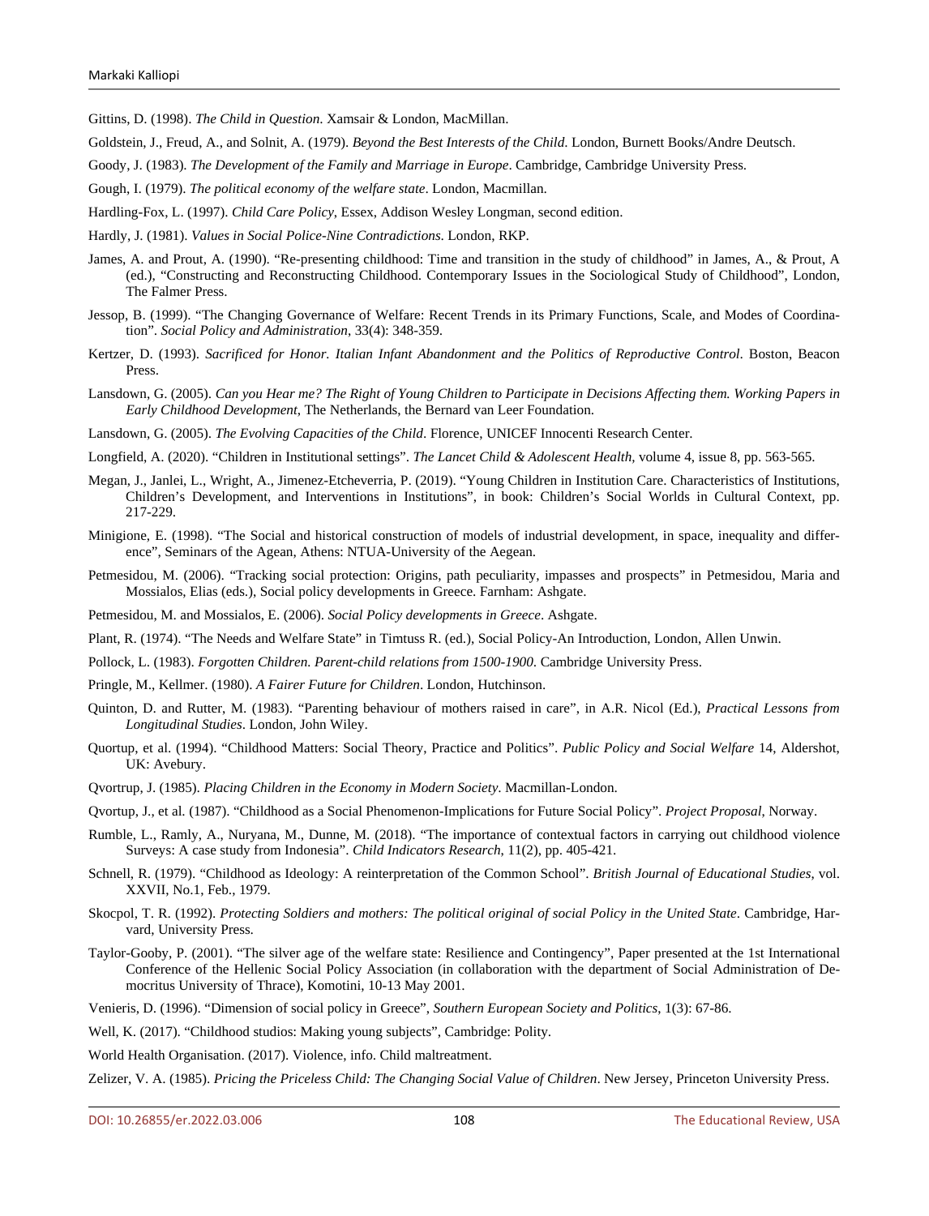Gittins, D. (1998). *The Child in Question*. Xamsair & London, MacMillan.

Goldstein, J., Freud, A., and Solnit, A. (1979). *Beyond the Best Interests of the Child*. London, Burnett Books/Andre Deutsch.

Goody, J. (1983). *The Development of the Family and Marriage in Europe*. Cambridge, Cambridge University Press.

Gough, I. (1979). *The political economy of the welfare state*. London, Macmillan.

Hardling-Fox, L. (1997). *Child Care Policy*, Essex, Addison Wesley Longman, second edition.

Hardly, J. (1981). *Values in Social Police-Nine Contradictions*. London, RKP.

James, A. and Prout, A. (1990). "Re-presenting childhood: Time and transition in the study of childhood" in James, A., & Prout, A (ed.), "Constructing and Reconstructing Childhood. Contemporary Issues in the Sociological Study of Childhood", London, The Falmer Press.

Jessop, B. (1999). "The Changing Governance of Welfare: Recent Trends in its Primary Functions, Scale, and Modes of Coordination". *Social Policy and Administration*, 33(4): 348-359.

Kertzer, D. (1993). *Sacrificed for Honor. Italian Infant Abandonment and the Politics of Reproductive Control*. Boston, Beacon Press.

Lansdown, G. (2005). *Can you Hear me? The Right of Young Children to Participate in Decisions Affecting them. Working Papers in Early Childhood Development*, The Netherlands, the Bernard van Leer Foundation.

Lansdown, G. (2005). *The Evolving Capacities of the Child*. Florence, UNICEF Innocenti Research Center.

Longfield, A. (2020). "Children in Institutional settings". *The Lancet Child & Adolescent Health*, volume 4, issue 8, pp. 563-565.

Megan, J., Janlei, L., Wright, A., Jimenez-Etcheverria, P. (2019). "Young Children in Institution Care. Characteristics of Institutions, Children's Development, and Interventions in Institutions", in book: Children's Social Worlds in Cultural Context, pp. 217-229.

Minigione, E. (1998). "The Social and historical construction of models of industrial development, in space, inequality and difference", Seminars of the Agean, Athens: NTUA-University of the Aegean.

Petmesidou, M. (2006). "Tracking social protection: Origins, path peculiarity, impasses and prospects" in Petmesidou, Maria and Mossialos, Elias (eds.), Social policy developments in Greece. Farnham: Ashgate.

Petmesidou, M. and Mossialos, E. (2006). *Social Policy developments in Greece*. Ashgate.

Plant, R. (1974). "The Needs and Welfare State" in Timtuss R. (ed.), Social Policy-An Introduction, London, Allen Unwin.

Pollock, L. (1983). *Forgotten Children. Parent-child relations from 1500-1900*. Cambridge University Press.

Pringle, M., Kellmer. (1980). *A Fairer Future for Children*. London, Hutchinson.

Quinton, D. and Rutter, M. (1983). "Parenting behaviour of mothers raised in care", in A.R. Nicol (Ed.), *Practical Lessons from Longitudinal Studies*. London, John Wiley.

Quortup, et al. (1994). "Childhood Matters: Social Theory, Practice and Politics". *Public Policy and Social Welfare* 14, Aldershot, UK: Avebury.

Qvortrup, J. (1985). *Placing Children in the Economy in Modern Society*. Macmillan-London.

Qvortup, J., et al. (1987). "Childhood as a Social Phenomenon-Implications for Future Social Policy". *Project Proposal*, Norway.

Rumble, L., Ramly, A., Nuryana, M., Dunne, M. (2018). "The importance of contextual factors in carrying out childhood violence Surveys: A case study from Indonesia". *Child Indicators Research*, 11(2), pp. 405-421.

Schnell, R. (1979). "Childhood as Ideology: A reinterpretation of the Common School". *British Journal of Educational Studies*, vol. XXVII, No.1, Feb., 1979.

Skocpol, T. R. (1992). *Protecting Soldiers and mothers: The political original of social Policy in the United State*. Cambridge, Harvard, University Press.

Taylor-Gooby, P. (2001). "The silver age of the welfare state: Resilience and Contingency", Paper presented at the 1st International Conference of the Hellenic Social Policy Association (in collaboration with the department of Social Administration of Democritus University of Thrace), Komotini, 10-13 May 2001.

Venieris, D. (1996). "Dimension of social policy in Greece", *Southern European Society and Politics*, 1(3): 67-86.

Well, K. (2017). "Childhood studios: Making young subjects", Cambridge: Polity.

World Health Organisation. (2017). Violence, info. Child maltreatment.

Zelizer, V. A. (1985). *Pricing the Priceless Child: The Changing Social Value of Children*. New Jersey, Princeton University Press.